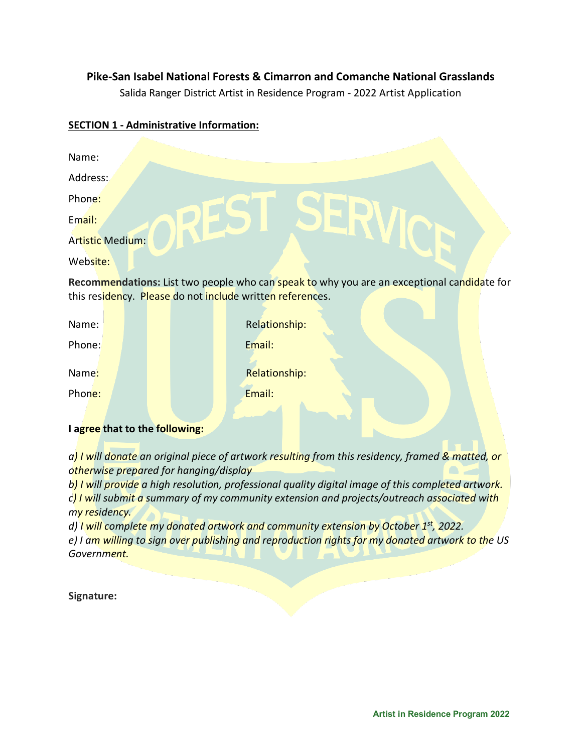**Pike-San Isabel National Forests & Cimarron and Comanche National Grasslands**

Salida Ranger District Artist in Residence Program - 2022 Artist Application

**SECTION 1 - Administrative Information:**

Name:

Address:

Phone:

Email:

Artistic Medium:

Website:

**Recommendations:** List two people who can speak to why you are an exceptional candidate for this residency. Please do not include written references.

Name: Relationship:

Phone: Email:

Name: Relationship:

Phone: Email:

**I agree that to the following:**

*a) I will donate an original piece of artwork resulting from this residency, framed & matted, or otherwise prepared for hanging/display*
*b) I will provide a high resolution, professional quality digital image of this completed artwork.*
*c) I will submit a summary of my community extension and projects/outreach associated with my residency.*
*d) I will complete my donated artwork and community extension by October 1st, 2022.*
*e) I am willing to sign over publishing and reproduction rights for my donated artwork to the US Government.*

**Signature:**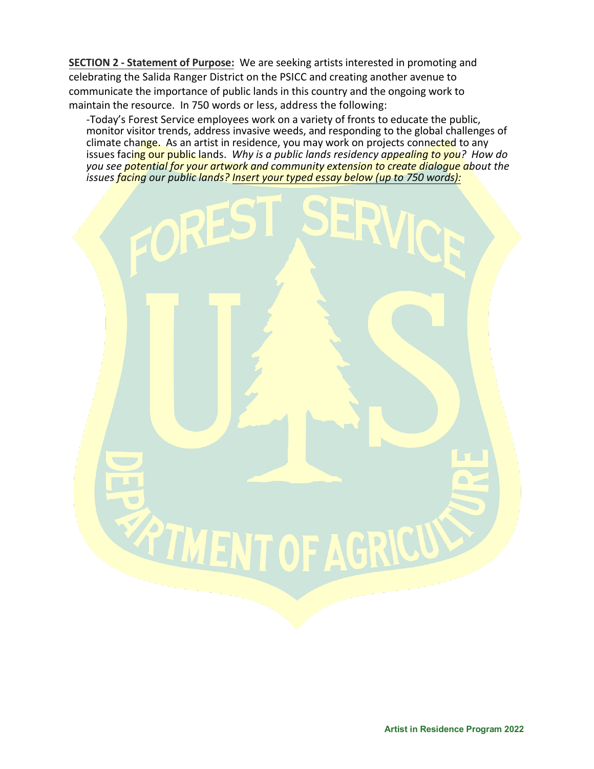**SECTION 2 - Statement of Purpose:** We are seeking artists interested in promoting and celebrating the Salida Ranger District on the PSICC and creating another avenue to communicate the importance of public lands in this country and the ongoing work to maintain the resource. In 750 words or less, address the following:

-Today's Forest Service employees work on a variety of fronts to educate the public, monitor visitor trends, address invasive weeds, and responding to the global challenges of climate change. As an artist in residence, you may work on projects connected to any issues facing our public lands. *Why is a public lands residency appealing to you? How do you see potential for your artwork and community extension to create dialogue about the issues facing our public lands? Insert your typed essay below (up to 750 words):*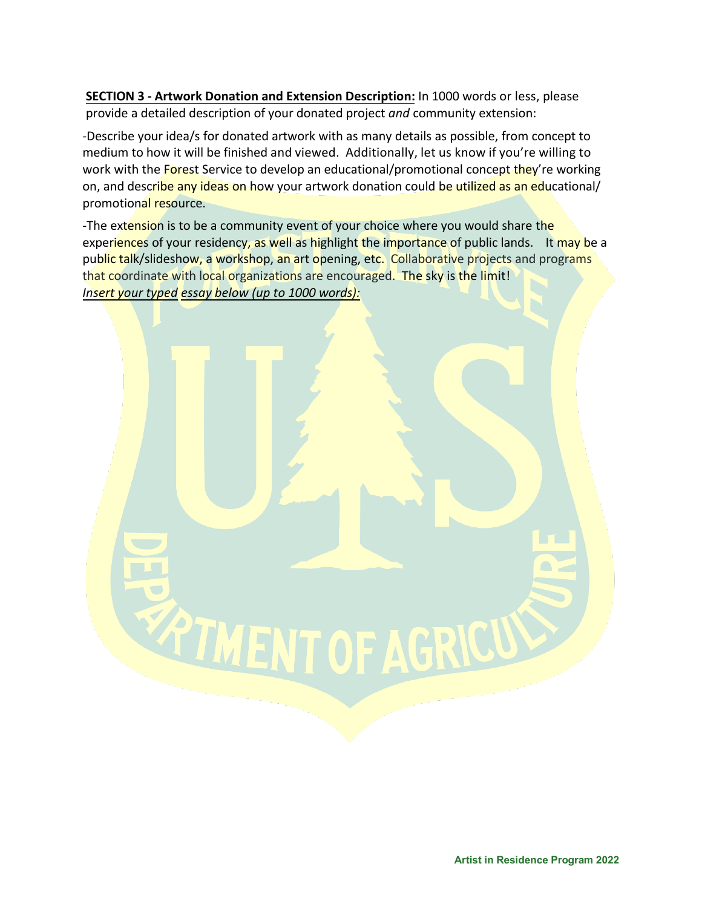**SECTION 3 - Artwork Donation and Extension Description:** In 1000 words or less, please provide a detailed description of your donated project *and* community extension:

-Describe your idea/s for donated artwork with as many details as possible, from concept to medium to how it will be finished and viewed. Additionally, let us know if you're willing to work with the Forest Service to develop an educational/promotional concept they're working on, and describe any ideas on how your artwork donation could be utilized as an educational/ promotional resource.

-The extension is to be a community event of your choice where you would share the experiences of your residency, as well as highlight the importance of public lands. It may be a public talk/slideshow, a workshop, an art opening, etc. Collaborative projects and programs that coordinate with local organizations are encouraged. The sky is the limit!

***Insert your typed essay below (up to 1000 words):***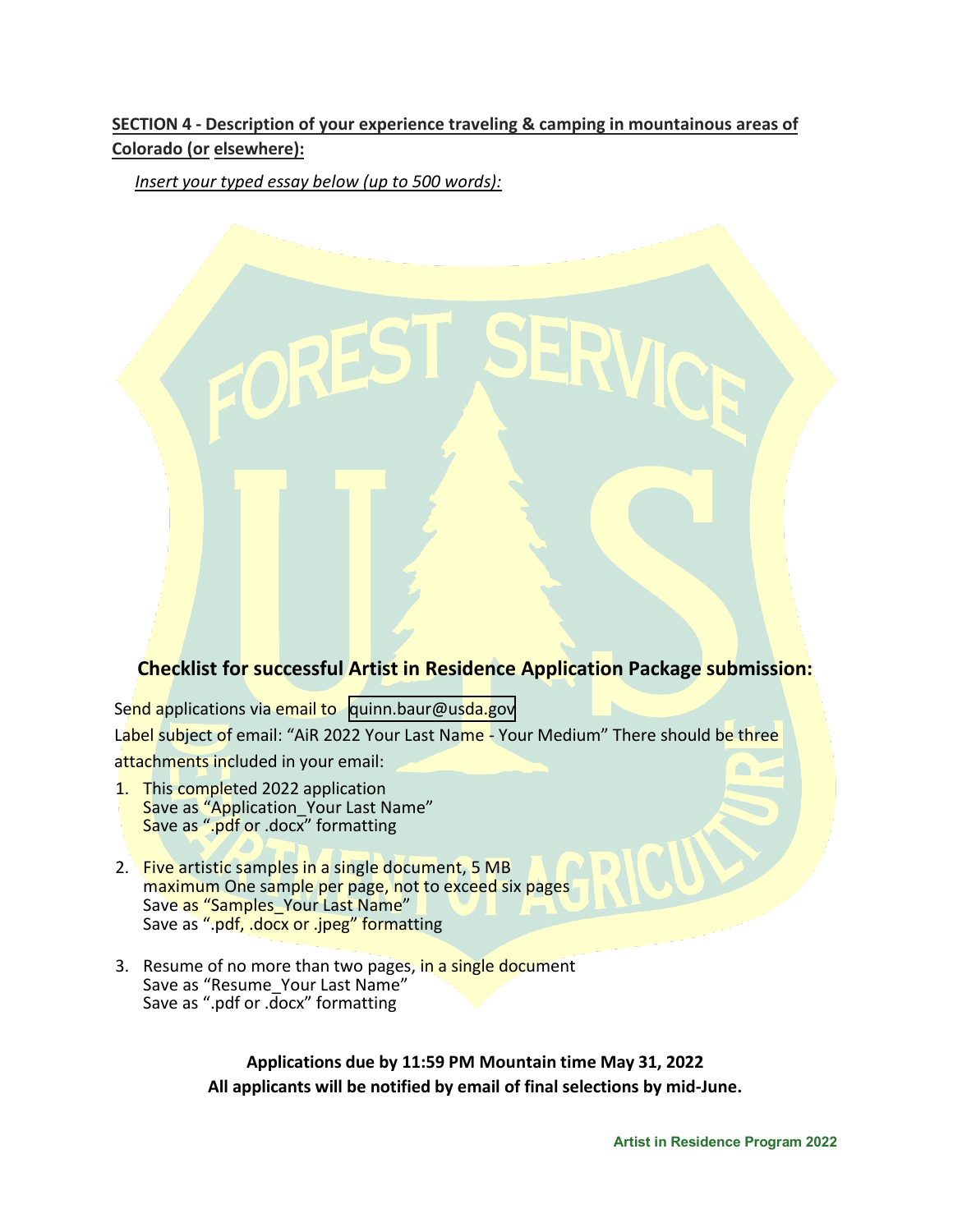**SECTION 4 - Description of your experience traveling & camping in mountainous areas of Colorado (or elsewhere):**

*Insert your typed essay below (up to 500 words):*

## Checklist for successful Artist in Residence Application Package submission:

Send applications via email to quinn.baur@usda.gov

Label subject of email: "AiR 2022 Your Last Name - Your Medium" There should be three attachments included in your email:

1. This completed 2022 application
   Save as "Application_Your Last Name"
   Save as ".pdf or .docx" formatting

2. Five artistic samples in a single document, 5 MB maximum One sample per page, not to exceed six pages
   Save as "Samples_Your Last Name"
   Save as ".pdf, .docx or .jpeg" formatting

3. Resume of no more than two pages, in a single document
   Save as "Resume_Your Last Name"
   Save as ".pdf or .docx" formatting

**Applications due by 11:59 PM Mountain time May 31, 2022**
**All applicants will be notified by email of final selections by mid-June.**